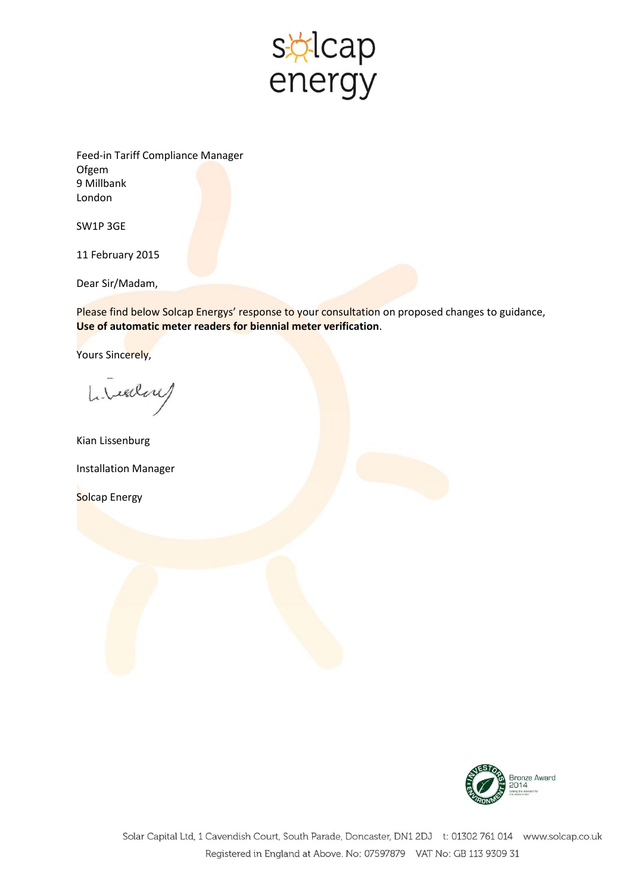sølcap energy

Feed-in Tariff Compliance Manager
Ofgem
9 Millbank
London

SW1P 3GE

11 February 2015

Dear Sir/Madam,

Please find below Solcap Energys' response to your consultation on proposed changes to guidance, **Use of automatic meter readers for biennial meter verification**.

Yours Sincerely,

Kian Lissenburg

Installation Manager

Solcap Energy

Bronze Award 2014

Solar Capital Ltd, 1 Cavendish Court, South Parade, Doncaster, DN1 2DJ t: 01302 761 014 www.solcap.co.uk
Registered in England at Above. No: 07597879 VAT No: GB 113 9309 31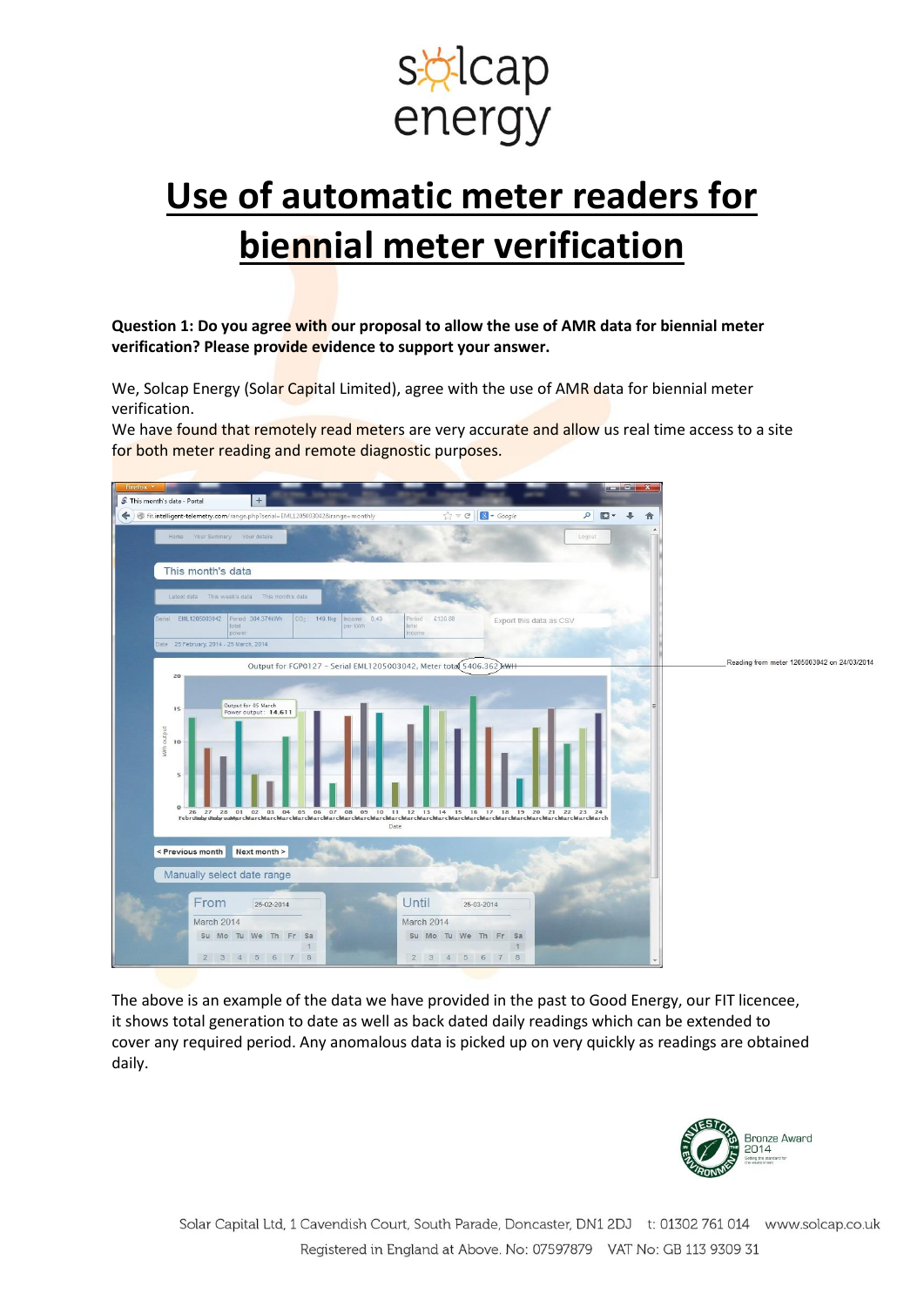# Use of automatic meter readers for biennial meter verification

**Question 1: Do you agree with our proposal to allow the use of AMR data for biennial meter verification? Please provide evidence to support your answer.**

We, Solcap Energy (Solar Capital Limited), agree with the use of AMR data for biennial meter verification.

We have found that remotely read meters are very accurate and allow us real time access to a site for both meter reading and remote diagnostic purposes.

Reading from meter 1205003042 on 24/03/2014

The above is an example of the data we have provided in the past to Good Energy, our FIT licencee, it shows total generation to date as well as back dated daily readings which can be extended to cover any required period. Any anomalous data is picked up on very quickly as readings are obtained daily.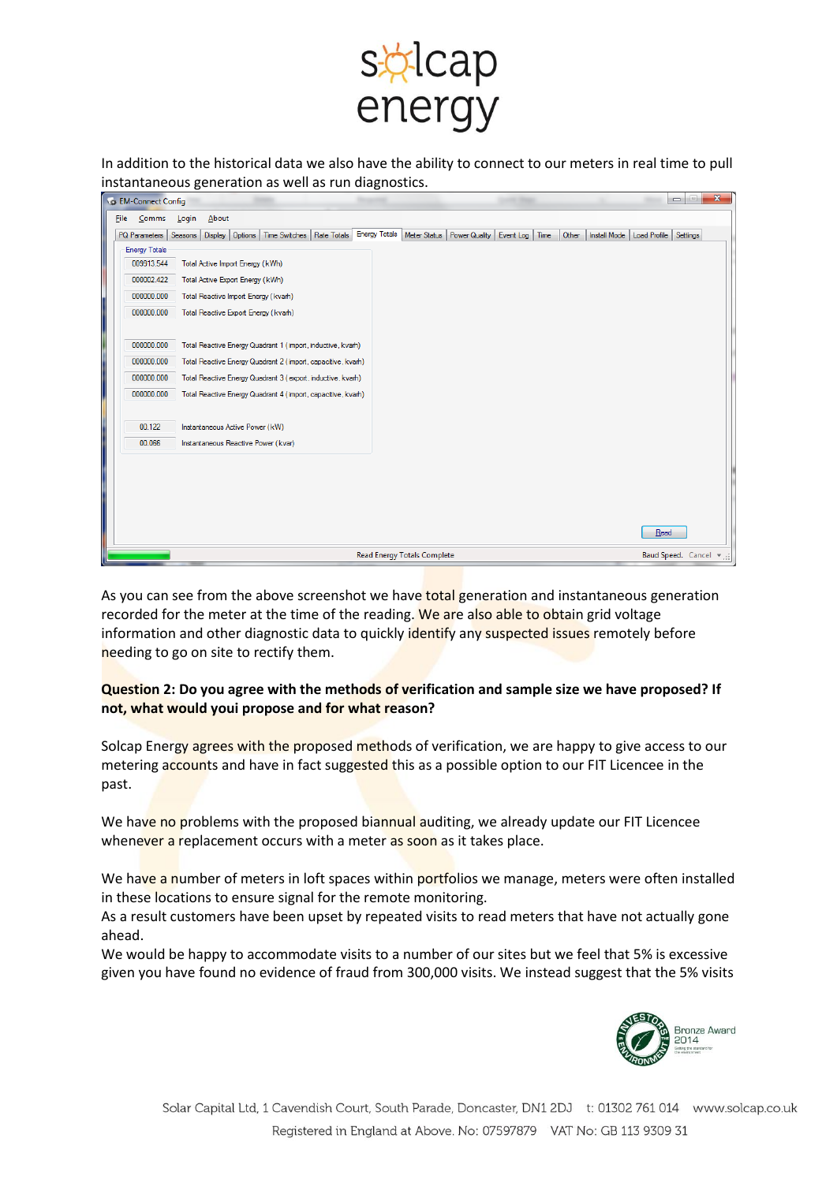In addition to the historical data we also have the ability to connect to our meters in real time to pull instantaneous generation as well as run diagnostics.

As you can see from the above screenshot we have total generation and instantaneous generation recorded for the meter at the time of the reading. We are also able to obtain grid voltage information and other diagnostic data to quickly identify any suspected issues remotely before needing to go on site to rectify them.

**Question 2: Do you agree with the methods of verification and sample size we have proposed? If not, what would youi propose and for what reason?**

Solcap Energy agrees with the proposed methods of verification, we are happy to give access to our metering accounts and have in fact suggested this as a possible option to our FIT Licencee in the past.

We have no problems with the proposed biannual auditing, we already update our FIT Licencee whenever a replacement occurs with a meter as soon as it takes place.

We have a number of meters in loft spaces within portfolios we manage, meters were often installed in these locations to ensure signal for the remote monitoring.
As a result customers have been upset by repeated visits to read meters that have not actually gone ahead.
We would be happy to accommodate visits to a number of our sites but we feel that 5% is excessive given you have found no evidence of fraud from 300,000 visits. We instead suggest that the 5% visits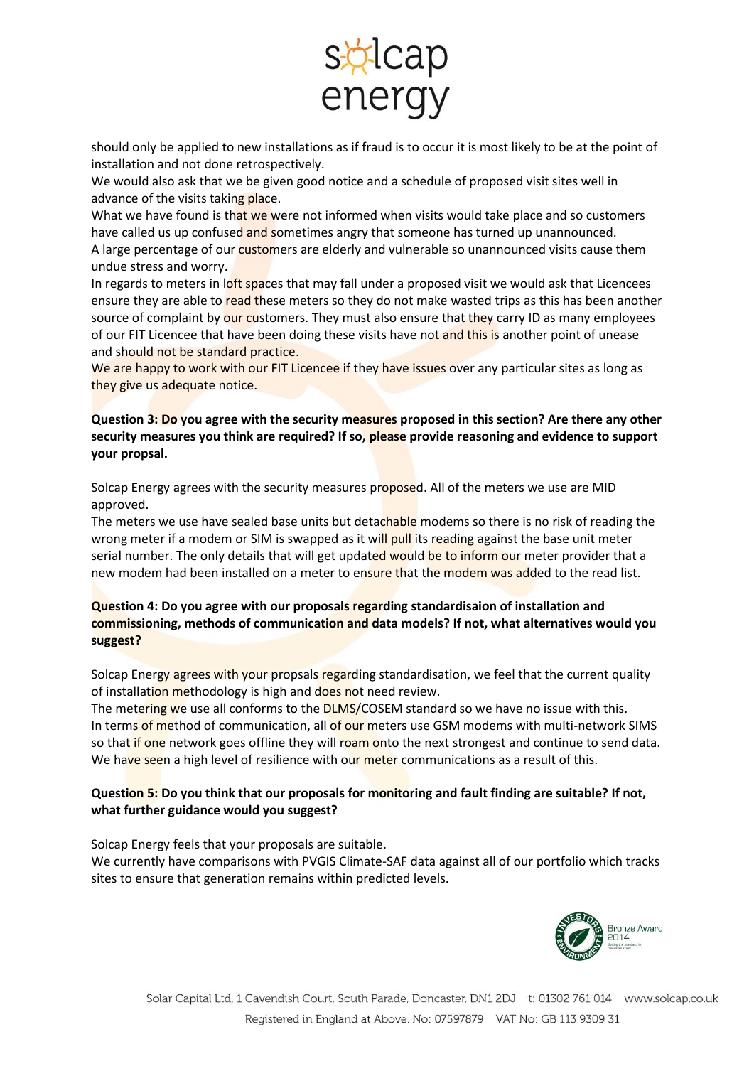should only be applied to new installations as if fraud is to occur it is most likely to be at the point of installation and not done retrospectively.
We would also ask that we be given good notice and a schedule of proposed visit sites well in advance of the visits taking place.
What we have found is that we were not informed when visits would take place and so customers have called us up confused and sometimes angry that someone has turned up unannounced.
A large percentage of our customers are elderly and vulnerable so unannounced visits cause them undue stress and worry.
In regards to meters in loft spaces that may fall under a proposed visit we would ask that Licencees ensure they are able to read these meters so they do not make wasted trips as this has been another source of complaint by our customers. They must also ensure that they carry ID as many employees of our FIT Licencee that have been doing these visits have not and this is another point of unease and should not be standard practice.
We are happy to work with our FIT Licencee if they have issues over any particular sites as long as they give us adequate notice.

**Question 3: Do you agree with the security measures proposed in this section? Are there any other security measures you think are required? If so, please provide reasoning and evidence to support your propsal.**

Solcap Energy agrees with the security measures proposed. All of the meters we use are MID approved.
The meters we use have sealed base units but detachable modems so there is no risk of reading the wrong meter if a modem or SIM is swapped as it will pull its reading against the base unit meter serial number. The only details that will get updated would be to inform our meter provider that a new modem had been installed on a meter to ensure that the modem was added to the read list.

**Question 4: Do you agree with our proposals regarding standardisaion of installation and commissioning, methods of communication and data models? If not, what alternatives would you suggest?**

Solcap Energy agrees with your propsals regarding standardisation, we feel that the current quality of installation methodology is high and does not need review.
The metering we use all conforms to the DLMS/COSEM standard so we have no issue with this.
In terms of method of communication, all of our meters use GSM modems with multi-network SIMS so that if one network goes offline they will roam onto the next strongest and continue to send data. We have seen a high level of resilience with our meter communications as a result of this.

**Question 5: Do you think that our proposals for monitoring and fault finding are suitable? If not, what further guidance would you suggest?**

Solcap Energy feels that your proposals are suitable.
We currently have comparisons with PVGIS Climate-SAF data against all of our portfolio which tracks sites to ensure that generation remains within predicted levels.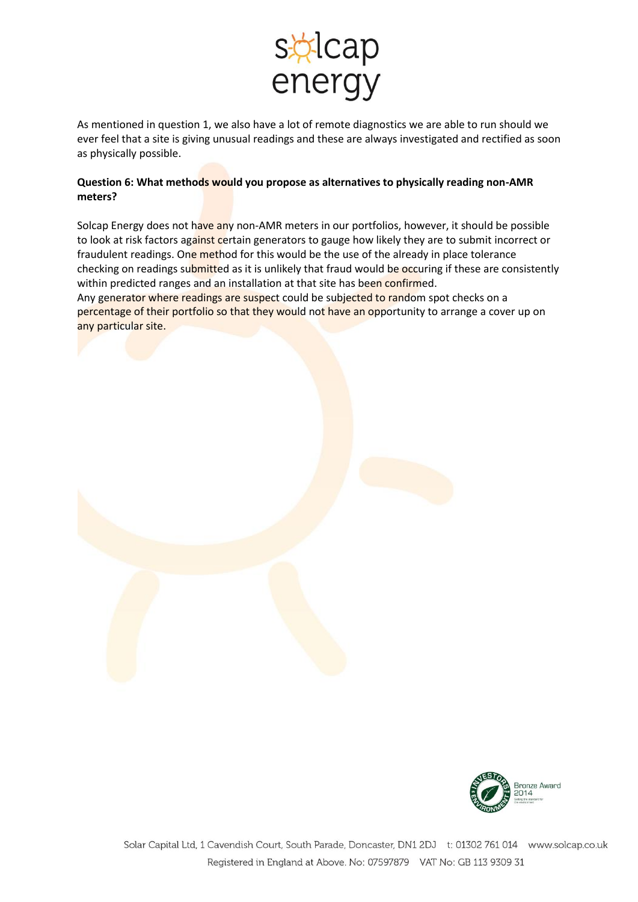As mentioned in question 1, we also have a lot of remote diagnostics we are able to run should we ever feel that a site is giving unusual readings and these are always investigated and rectified as soon as physically possible.

**Question 6: What methods would you propose as alternatives to physically reading non-AMR meters?**

Solcap Energy does not have any non-AMR meters in our portfolios, however, it should be possible to look at risk factors against certain generators to gauge how likely they are to submit incorrect or fraudulent readings. One method for this would be the use of the already in place tolerance checking on readings submitted as it is unlikely that fraud would be occuring if these are consistently within predicted ranges and an installation at that site has been confirmed.
Any generator where readings are suspect could be subjected to random spot checks on a percentage of their portfolio so that they would not have an opportunity to arrange a cover up on any particular site.